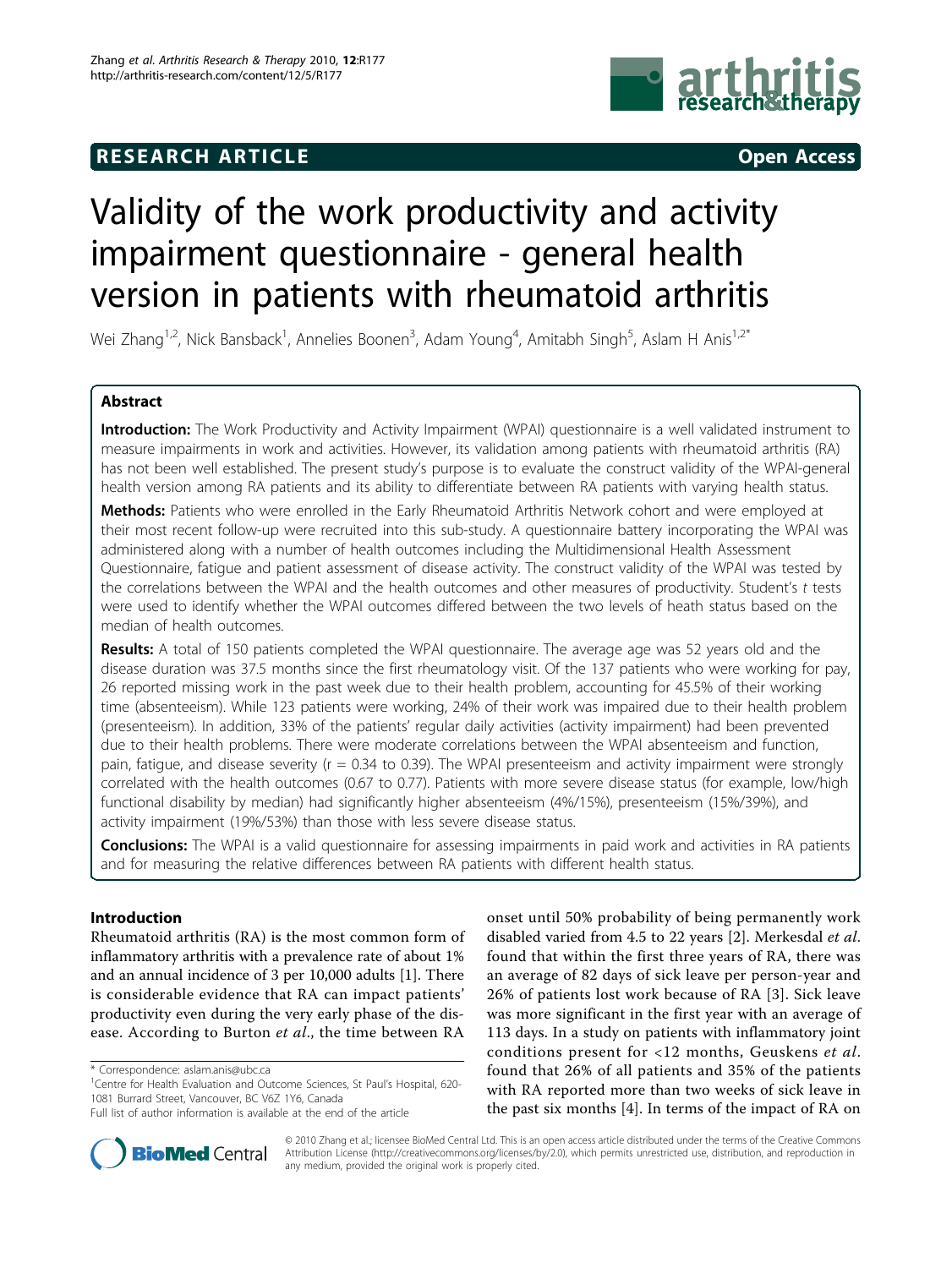RESEARCH ARTICLE

Open Access

# Validity of the work productivity and activity impairment questionnaire - general health version in patients with rheumatoid arthritis

Wei Zhang[1,2], Nick Bansback[1], Annelies Boonen[3], Adam Young[4], Amitabh Singh[5], Aslam H Anis[1,2*]

## Abstract

**Introduction:** The Work Productivity and Activity Impairment (WPAI) questionnaire is a well validated instrument to measure impairments in work and activities. However, its validation among patients with rheumatoid arthritis (RA) has not been well established. The present study's purpose is to evaluate the construct validity of the WPAI-general health version among RA patients and its ability to differentiate between RA patients with varying health status.

**Methods:** Patients who were enrolled in the Early Rheumatoid Arthritis Network cohort and were employed at their most recent follow-up were recruited into this sub-study. A questionnaire battery incorporating the WPAI was administered along with a number of health outcomes including the Multidimensional Health Assessment Questionnaire, fatigue and patient assessment of disease activity. The construct validity of the WPAI was tested by the correlations between the WPAI and the health outcomes and other measures of productivity. Student's *t* tests were used to identify whether the WPAI outcomes differed between the two levels of heath status based on the median of health outcomes.

**Results:** A total of 150 patients completed the WPAI questionnaire. The average age was 52 years old and the disease duration was 37.5 months since the first rheumatology visit. Of the 137 patients who were working for pay, 26 reported missing work in the past week due to their health problem, accounting for 45.5% of their working time (absenteeism). While 123 patients were working, 24% of their work was impaired due to their health problem (presenteeism). In addition, 33% of the patients' regular daily activities (activity impairment) had been prevented due to their health problems. There were moderate correlations between the WPAI absenteeism and function, pain, fatigue, and disease severity (r = 0.34 to 0.39). The WPAI presenteeism and activity impairment were strongly correlated with the health outcomes (0.67 to 0.77). Patients with more severe disease status (for example, low/high functional disability by median) had significantly higher absenteeism (4%/15%), presenteeism (15%/39%), and activity impairment (19%/53%) than those with less severe disease status.

**Conclusions:** The WPAI is a valid questionnaire for assessing impairments in paid work and activities in RA patients and for measuring the relative differences between RA patients with different health status.

## Introduction

Rheumatoid arthritis (RA) is the most common form of inflammatory arthritis with a prevalence rate of about 1% and an annual incidence of 3 per 10,000 adults [1]. There is considerable evidence that RA can impact patients' productivity even during the very early phase of the disease. According to Burton *et al*., the time between RA onset until 50% probability of being permanently work disabled varied from 4.5 to 22 years [2]. Merkesdal *et al*. found that within the first three years of RA, there was an average of 82 days of sick leave per person-year and 26% of patients lost work because of RA [3]. Sick leave was more significant in the first year with an average of 113 days. In a study on patients with inflammatory joint conditions present for <12 months, Geuskens *et al*. found that 26% of all patients and 35% of the patients with RA reported more than two weeks of sick leave in the past six months [4]. In terms of the impact of RA on

\* Correspondence: aslam.anis@ubc.ca
[1]Centre for Health Evaluation and Outcome Sciences, St Paul's Hospital, 620-1081 Burrard Street, Vancouver, BC V6Z 1Y6, Canada
Full list of author information is available at the end of the article

© 2010 Zhang et al.; licensee BioMed Central Ltd. This is an open access article distributed under the terms of the Creative Commons Attribution License (http://creativecommons.org/licenses/by/2.0), which permits unrestricted use, distribution, and reproduction in any medium, provided the original work is properly cited.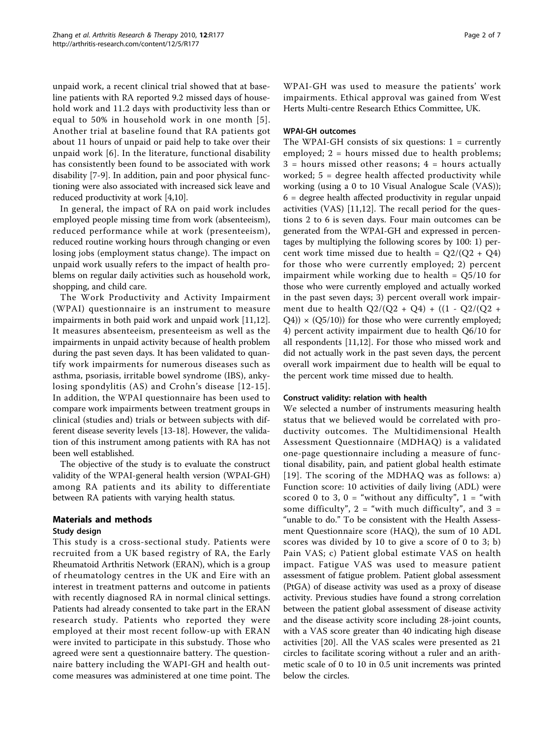unpaid work, a recent clinical trial showed that at baseline patients with RA reported 9.2 missed days of household work and 11.2 days with productivity less than or equal to 50% in household work in one month [5]. Another trial at baseline found that RA patients got about 11 hours of unpaid or paid help to take over their unpaid work [6]. In the literature, functional disability has consistently been found to be associated with work disability [7-9]. In addition, pain and poor physical functioning were also associated with increased sick leave and reduced productivity at work [4,10].

In general, the impact of RA on paid work includes employed people missing time from work (absenteeism), reduced performance while at work (presenteeism), reduced routine working hours through changing or even losing jobs (employment status change). The impact on unpaid work usually refers to the impact of health problems on regular daily activities such as household work, shopping, and child care.

The Work Productivity and Activity Impairment (WPAI) questionnaire is an instrument to measure impairments in both paid work and unpaid work [11,12]. It measures absenteeism, presenteeism as well as the impairments in unpaid activity because of health problem during the past seven days. It has been validated to quantify work impairments for numerous diseases such as asthma, psoriasis, irritable bowel syndrome (IBS), ankylosing spondylitis (AS) and Crohn's disease [12-15]. In addition, the WPAI questionnaire has been used to compare work impairments between treatment groups in clinical (studies and) trials or between subjects with different disease severity levels [13-18]. However, the validation of this instrument among patients with RA has not been well established.

The objective of the study is to evaluate the construct validity of the WPAI-general health version (WPAI-GH) among RA patients and its ability to differentiate between RA patients with varying health status.

## Materials and methods

### Study design

This study is a cross-sectional study. Patients were recruited from a UK based registry of RA, the Early Rheumatoid Arthritis Network (ERAN), which is a group of rheumatology centres in the UK and Eire with an interest in treatment patterns and outcome in patients with recently diagnosed RA in normal clinical settings. Patients had already consented to take part in the ERAN research study. Patients who reported they were employed at their most recent follow-up with ERAN were invited to participate in this substudy. Those who agreed were sent a questionnaire battery. The questionnaire battery including the WAPI-GH and health outcome measures was administered at one time point. The WPAI-GH was used to measure the patients' work impairments. Ethical approval was gained from West Herts Multi-centre Research Ethics Committee, UK.

### WPAI-GH outcomes

The WPAI-GH consists of six questions: 1 = currently employed; 2 = hours missed due to health problems; 3 = hours missed other reasons; 4 = hours actually worked; 5 = degree health affected productivity while working (using a 0 to 10 Visual Analogue Scale (VAS)); 6 = degree health affected productivity in regular unpaid activities (VAS) [11,12]. The recall period for the questions 2 to 6 is seven days. Four main outcomes can be generated from the WPAI-GH and expressed in percentages by multiplying the following scores by 100: 1) percent work time missed due to health = $Q2/(Q2 + Q4)$ for those who were currently employed; 2) percent impairment while working due to health = $Q5/10$ for those who were currently employed and actually worked in the past seven days; 3) percent overall work impairment due to health $Q2/(Q2 + Q4) + ((1 - Q2/(Q2 + Q4)) \times (Q5/10))$ for those who were currently employed; 4) percent activity impairment due to health $Q6/10$ for all respondents [11,12]. For those who missed work and did not actually work in the past seven days, the percent overall work impairment due to health will be equal to the percent work time missed due to health.

### Construct validity: relation with health

We selected a number of instruments measuring health status that we believed would be correlated with productivity outcomes. The Multidimensional Health Assessment Questionnaire (MDHAQ) is a validated one-page questionnaire including a measure of functional disability, pain, and patient global health estimate [19]. The scoring of the MDHAQ was as follows: a) Function score: 10 activities of daily living (ADL) were scored 0 to 3, 0 = "without any difficulty", 1 = "with some difficulty", 2 = "with much difficulty", and 3 = "unable to do." To be consistent with the Health Assessment Questionnaire score (HAQ), the sum of 10 ADL scores was divided by 10 to give a score of 0 to 3; b) Pain VAS; c) Patient global estimate VAS on health impact. Fatigue VAS was used to measure patient assessment of fatigue problem. Patient global assessment (PtGA) of disease activity was used as a proxy of disease activity. Previous studies have found a strong correlation between the patient global assessment of disease activity and the disease activity score including 28-joint counts, with a VAS score greater than 40 indicating high disease activities [20]. All the VAS scales were presented as 21 circles to facilitate scoring without a ruler and an arithmetic scale of 0 to 10 in 0.5 unit increments was printed below the circles.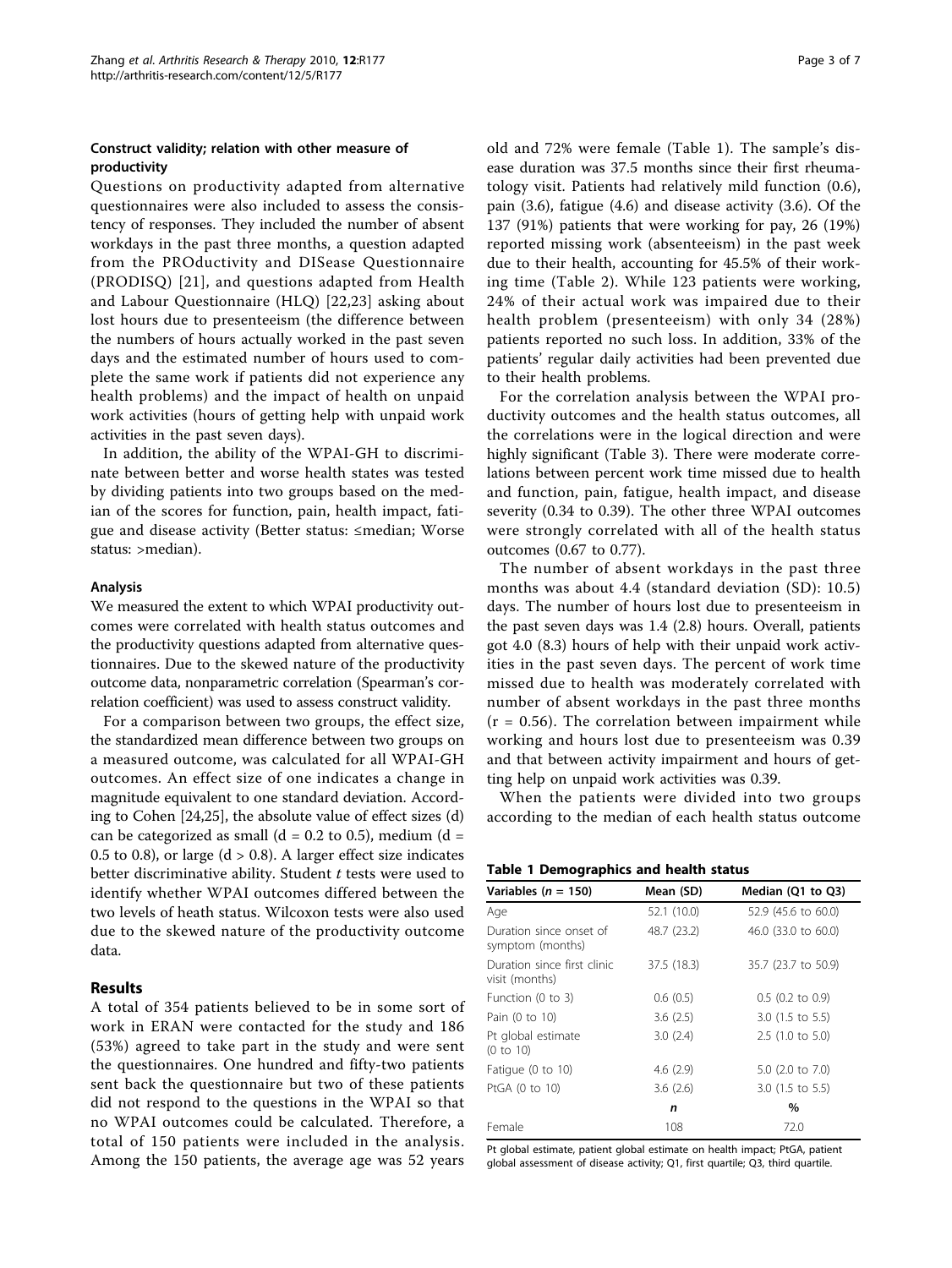### Construct validity; relation with other measure of productivity

Questions on productivity adapted from alternative questionnaires were also included to assess the consistency of responses. They included the number of absent workdays in the past three months, a question adapted from the PROductivity and DISease Questionnaire (PRODISQ) [21], and questions adapted from Health and Labour Questionnaire (HLQ) [22,23] asking about lost hours due to presenteeism (the difference between the numbers of hours actually worked in the past seven days and the estimated number of hours used to complete the same work if patients did not experience any health problems) and the impact of health on unpaid work activities (hours of getting help with unpaid work activities in the past seven days).

In addition, the ability of the WPAI-GH to discriminate between better and worse health states was tested by dividing patients into two groups based on the median of the scores for function, pain, health impact, fatigue and disease activity (Better status: ≤median; Worse status: >median).

### Analysis

We measured the extent to which WPAI productivity outcomes were correlated with health status outcomes and the productivity questions adapted from alternative questionnaires. Due to the skewed nature of the productivity outcome data, nonparametric correlation (Spearman's correlation coefficient) was used to assess construct validity.

For a comparison between two groups, the effect size, the standardized mean difference between two groups on a measured outcome, was calculated for all WPAI-GH outcomes. An effect size of one indicates a change in magnitude equivalent to one standard deviation. According to Cohen [24,25], the absolute value of effect sizes (d) can be categorized as small (d = 0.2 to 0.5), medium (d = 0.5 to 0.8), or large (d > 0.8). A larger effect size indicates better discriminative ability. Student *t* tests were used to identify whether WPAI outcomes differed between the two levels of heath status. Wilcoxon tests were also used due to the skewed nature of the productivity outcome data.

## Results

A total of 354 patients believed to be in some sort of work in ERAN were contacted for the study and 186 (53%) agreed to take part in the study and were sent the questionnaires. One hundred and fifty-two patients sent back the questionnaire but two of these patients did not respond to the questions in the WPAI so that no WPAI outcomes could be calculated. Therefore, a total of 150 patients were included in the analysis. Among the 150 patients, the average age was 52 years old and 72% were female (Table 1). The sample's disease duration was 37.5 months since their first rheumatology visit. Patients had relatively mild function (0.6), pain (3.6), fatigue (4.6) and disease activity (3.6). Of the 137 (91%) patients that were working for pay, 26 (19%) reported missing work (absenteeism) in the past week due to their health, accounting for 45.5% of their working time (Table 2). While 123 patients were working, 24% of their actual work was impaired due to their health problem (presenteeism) with only 34 (28%) patients reported no such loss. In addition, 33% of the patients' regular daily activities had been prevented due to their health problems.

For the correlation analysis between the WPAI productivity outcomes and the health status outcomes, all the correlations were in the logical direction and were highly significant (Table 3). There were moderate correlations between percent work time missed due to health and function, pain, fatigue, health impact, and disease severity (0.34 to 0.39). The other three WPAI outcomes were strongly correlated with all of the health status outcomes (0.67 to 0.77).

The number of absent workdays in the past three months was about 4.4 (standard deviation (SD): 10.5) days. The number of hours lost due to presenteeism in the past seven days was 1.4 (2.8) hours. Overall, patients got 4.0 (8.3) hours of help with their unpaid work activities in the past seven days. The percent of work time missed due to health was moderately correlated with number of absent workdays in the past three months (r = 0.56). The correlation between impairment while working and hours lost due to presenteeism was 0.39 and that between activity impairment and hours of getting help on unpaid work activities was 0.39.

When the patients were divided into two groups according to the median of each health status outcome

**Table 1 Demographics and health status**

| Variables (*n* = 150) | Mean (SD) | Median (Q1 to Q3) |
|---|---|---|
| Age | 52.1 (10.0) | 52.9 (45.6 to 60.0) |
| Duration since onset of symptom (months) | 48.7 (23.2) | 46.0 (33.0 to 60.0) |
| Duration since first clinic visit (months) | 37.5 (18.3) | 35.7 (23.7 to 50.9) |
| Function (0 to 3) | 0.6 (0.5) | 0.5 (0.2 to 0.9) |
| Pain (0 to 10) | 3.6 (2.5) | 3.0 (1.5 to 5.5) |
| Pt global estimate (0 to 10) | 3.0 (2.4) | 2.5 (1.0 to 5.0) |
| Fatigue (0 to 10) | 4.6 (2.9) | 5.0 (2.0 to 7.0) |
| PtGA (0 to 10) | 3.6 (2.6) | 3.0 (1.5 to 5.5) |
| | ***n*** | **%** |
| Female | 108 | 72.0 |

Pt global estimate, patient global estimate on health impact; PtGA, patient global assessment of disease activity; Q1, first quartile; Q3, third quartile.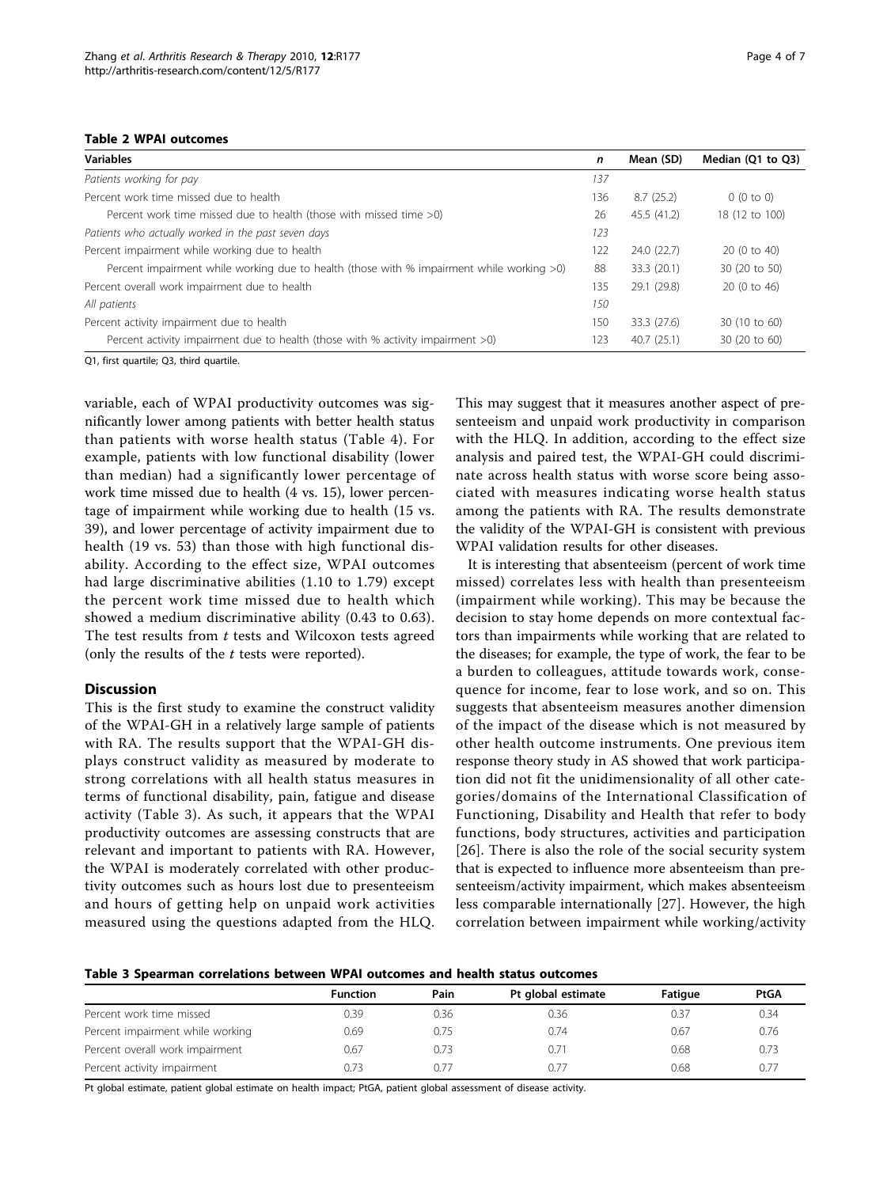**Table 2 WPAI outcomes**

| Variables | n | Mean (SD) | Median (Q1 to Q3) |
|---|---|---|---|
| *Patients working for pay* | *137* | | |
| Percent work time missed due to health | 136 | 8.7 (25.2) | 0 (0 to 0) |
| Percent work time missed due to health (those with missed time >0) | 26 | 45.5 (41.2) | 18 (12 to 100) |
| *Patients who actually worked in the past seven days* | *123* | | |
| Percent impairment while working due to health | 122 | 24.0 (22.7) | 20 (0 to 40) |
| Percent impairment while working due to health (those with % impairment while working >0) | 88 | 33.3 (20.1) | 30 (20 to 50) |
| Percent overall work impairment due to health | 135 | 29.1 (29.8) | 20 (0 to 46) |
| *All patients* | *150* | | |
| Percent activity impairment due to health | 150 | 33.3 (27.6) | 30 (10 to 60) |
| Percent activity impairment due to health (those with % activity impairment >0) | 123 | 40.7 (25.1) | 30 (20 to 60) |

Q1, first quartile; Q3, third quartile.

variable, each of WPAI productivity outcomes was significantly lower among patients with better health status than patients with worse health status (Table 4). For example, patients with low functional disability (lower than median) had a significantly lower percentage of work time missed due to health (4 vs. 15), lower percentage of impairment while working due to health (15 vs. 39), and lower percentage of activity impairment due to health (19 vs. 53) than those with high functional disability. According to the effect size, WPAI outcomes had large discriminative abilities (1.10 to 1.79) except the percent work time missed due to health which showed a medium discriminative ability (0.43 to 0.63). The test results from *t* tests and Wilcoxon tests agreed (only the results of the *t* tests were reported).

## Discussion

This is the first study to examine the construct validity of the WPAI-GH in a relatively large sample of patients with RA. The results support that the WPAI-GH displays construct validity as measured by moderate to strong correlations with all health status measures in terms of functional disability, pain, fatigue and disease activity (Table 3). As such, it appears that the WPAI productivity outcomes are assessing constructs that are relevant and important to patients with RA. However, the WPAI is moderately correlated with other productivity outcomes such as hours lost due to presenteeism and hours of getting help on unpaid work activities measured using the questions adapted from the HLQ. This may suggest that it measures another aspect of presenteeism and unpaid work productivity in comparison with the HLQ. In addition, according to the effect size analysis and paired test, the WPAI-GH could discriminate across health status with worse score being associated with measures indicating worse health status among the patients with RA. The results demonstrate the validity of the WPAI-GH is consistent with previous WPAI validation results for other diseases.

It is interesting that absenteeism (percent of work time missed) correlates less with health than presenteeism (impairment while working). This may be because the decision to stay home depends on more contextual factors than impairments while working that are related to the diseases; for example, the type of work, the fear to be a burden to colleagues, attitude towards work, consequence for income, fear to lose work, and so on. This suggests that absenteeism measures another dimension of the impact of the disease which is not measured by other health outcome instruments. One previous item response theory study in AS showed that work participation did not fit the unidimensionality of all other categories/domains of the International Classification of Functioning, Disability and Health that refer to body functions, body structures, activities and participation [26]. There is also the role of the social security system that is expected to influence more absenteeism than presenteeism/activity impairment, which makes absenteeism less comparable internationally [27]. However, the high correlation between impairment while working/activity

**Table 3 Spearman correlations between WPAI outcomes and health status outcomes**

| | Function | Pain | Pt global estimate | Fatigue | PtGA |
|---|---|---|---|---|---|
| Percent work time missed | 0.39 | 0.36 | 0.36 | 0.37 | 0.34 |
| Percent impairment while working | 0.69 | 0.75 | 0.74 | 0.67 | 0.76 |
| Percent overall work impairment | 0.67 | 0.73 | 0.71 | 0.68 | 0.73 |
| Percent activity impairment | 0.73 | 0.77 | 0.77 | 0.68 | 0.77 |

Pt global estimate, patient global estimate on health impact; PtGA, patient global assessment of disease activity.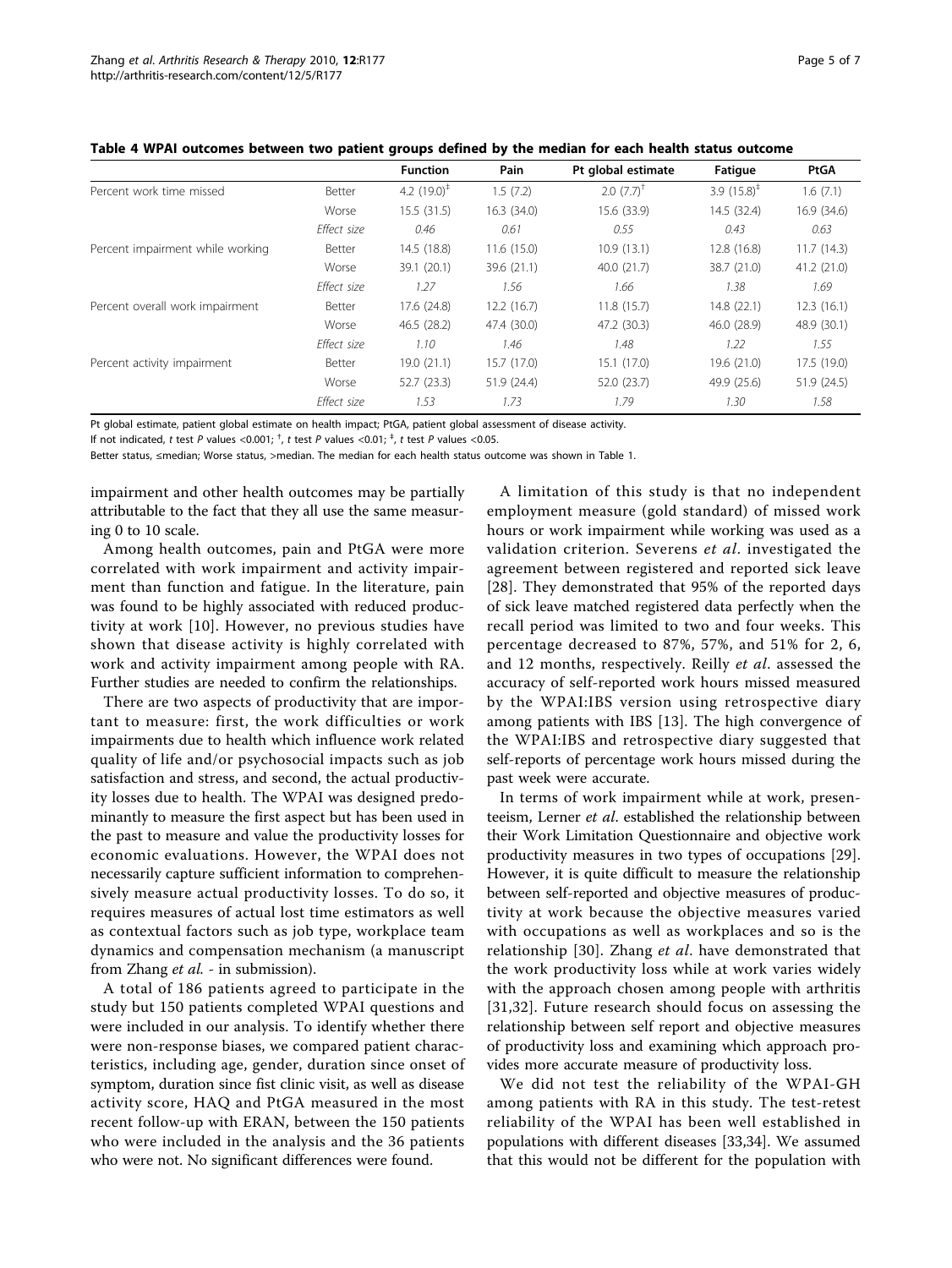**Table 4 WPAI outcomes between two patient groups defined by the median for each health status outcome**

| | | Function | Pain | Pt global estimate | Fatigue | PtGA |
|---|---|---|---|---|---|---|
| Percent work time missed | Better | 4.2 (19.0)‡ | 1.5 (7.2) | 2.0 (7.7)† | 3.9 (15.8)‡ | 1.6 (7.1) |
| | Worse | 15.5 (31.5) | 16.3 (34.0) | 15.6 (33.9) | 14.5 (32.4) | 16.9 (34.6) |
| | *Effect size* | *0.46* | *0.61* | *0.55* | *0.43* | *0.63* |
| Percent impairment while working | Better | 14.5 (18.8) | 11.6 (15.0) | 10.9 (13.1) | 12.8 (16.8) | 11.7 (14.3) |
| | Worse | 39.1 (20.1) | 39.6 (21.1) | 40.0 (21.7) | 38.7 (21.0) | 41.2 (21.0) |
| | *Effect size* | *1.27* | *1.56* | *1.66* | *1.38* | *1.69* |
| Percent overall work impairment | Better | 17.6 (24.8) | 12.2 (16.7) | 11.8 (15.7) | 14.8 (22.1) | 12.3 (16.1) |
| | Worse | 46.5 (28.2) | 47.4 (30.0) | 47.2 (30.3) | 46.0 (28.9) | 48.9 (30.1) |
| | *Effect size* | *1.10* | *1.46* | *1.48* | *1.22* | *1.55* |
| Percent activity impairment | Better | 19.0 (21.1) | 15.7 (17.0) | 15.1 (17.0) | 19.6 (21.0) | 17.5 (19.0) |
| | Worse | 52.7 (23.3) | 51.9 (24.4) | 52.0 (23.7) | 49.9 (25.6) | 51.9 (24.5) |
| | *Effect size* | *1.53* | *1.73* | *1.79* | *1.30* | *1.58* |

Pt global estimate, patient global estimate on health impact; PtGA, patient global assessment of disease activity.

If not indicated, *t* test *P* values <0.001; †, *t* test *P* values <0.01; ‡, *t* test *P* values <0.05.

Better status, ≤median; Worse status, >median. The median for each health status outcome was shown in Table 1.

impairment and other health outcomes may be partially attributable to the fact that they all use the same measuring 0 to 10 scale.

Among health outcomes, pain and PtGA were more correlated with work impairment and activity impairment than function and fatigue. In the literature, pain was found to be highly associated with reduced productivity at work [10]. However, no previous studies have shown that disease activity is highly correlated with work and activity impairment among people with RA. Further studies are needed to confirm the relationships.

There are two aspects of productivity that are important to measure: first, the work difficulties or work impairments due to health which influence work related quality of life and/or psychosocial impacts such as job satisfaction and stress, and second, the actual productivity losses due to health. The WPAI was designed predominantly to measure the first aspect but has been used in the past to measure and value the productivity losses for economic evaluations. However, the WPAI does not necessarily capture sufficient information to comprehensively measure actual productivity losses. To do so, it requires measures of actual lost time estimators as well as contextual factors such as job type, workplace team dynamics and compensation mechanism (a manuscript from Zhang *et al.* - in submission).

A total of 186 patients agreed to participate in the study but 150 patients completed WPAI questions and were included in our analysis. To identify whether there were non-response biases, we compared patient characteristics, including age, gender, duration since onset of symptom, duration since fist clinic visit, as well as disease activity score, HAQ and PtGA measured in the most recent follow-up with ERAN, between the 150 patients who were included in the analysis and the 36 patients who were not. No significant differences were found.

A limitation of this study is that no independent employment measure (gold standard) of missed work hours or work impairment while working was used as a validation criterion. Severens *et al*. investigated the agreement between registered and reported sick leave [28]. They demonstrated that 95% of the reported days of sick leave matched registered data perfectly when the recall period was limited to two and four weeks. This percentage decreased to 87%, 57%, and 51% for 2, 6, and 12 months, respectively. Reilly *et al*. assessed the accuracy of self-reported work hours missed measured by the WPAI:IBS version using retrospective diary among patients with IBS [13]. The high convergence of the WPAI:IBS and retrospective diary suggested that self-reports of percentage work hours missed during the past week were accurate.

In terms of work impairment while at work, presenteeism, Lerner *et al*. established the relationship between their Work Limitation Questionnaire and objective work productivity measures in two types of occupations [29]. However, it is quite difficult to measure the relationship between self-reported and objective measures of productivity at work because the objective measures varied with occupations as well as workplaces and so is the relationship [30]. Zhang *et al*. have demonstrated that the work productivity loss while at work varies widely with the approach chosen among people with arthritis [31,32]. Future research should focus on assessing the relationship between self report and objective measures of productivity loss and examining which approach provides more accurate measure of productivity loss.

We did not test the reliability of the WPAI-GH among patients with RA in this study. The test-retest reliability of the WPAI has been well established in populations with different diseases [33,34]. We assumed that this would not be different for the population with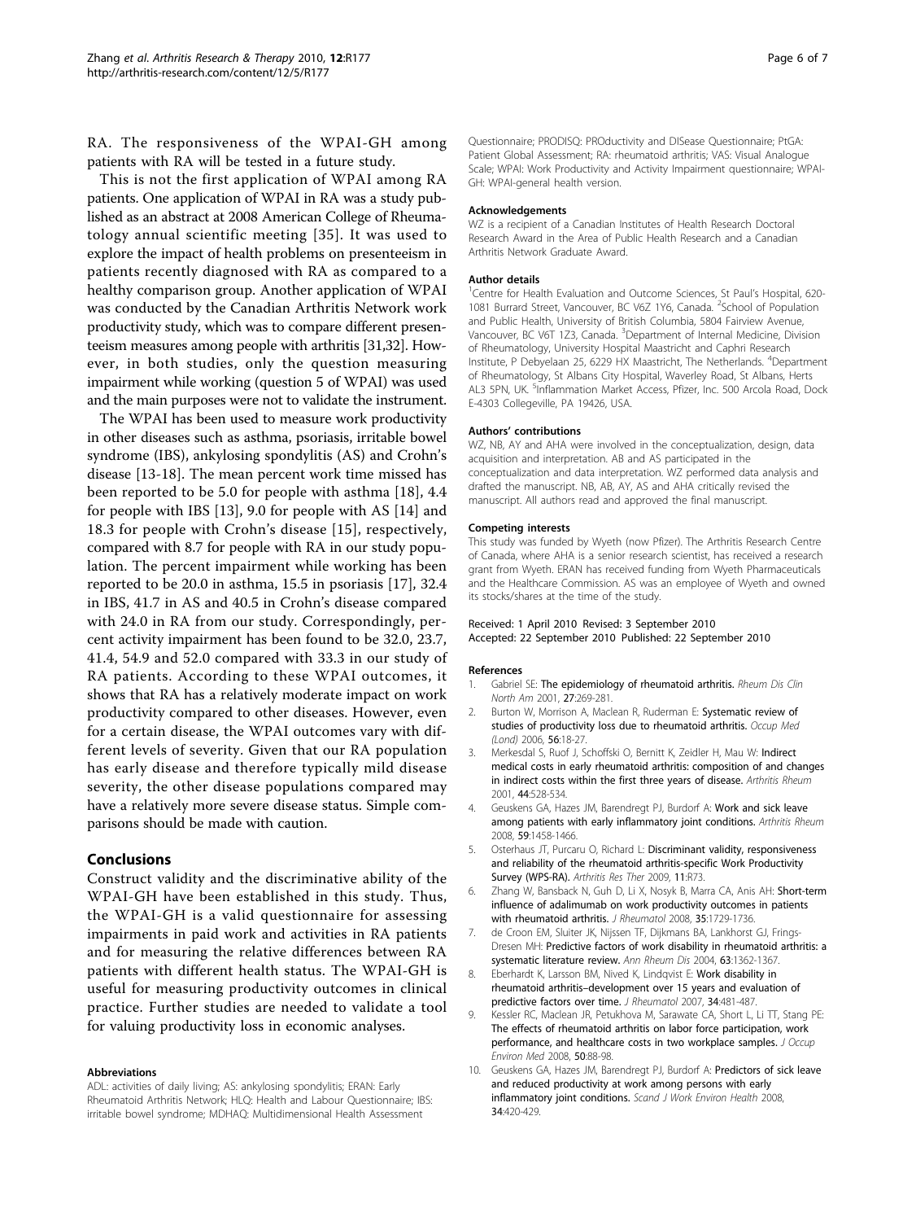RA. The responsiveness of the WPAI-GH among patients with RA will be tested in a future study.

This is not the first application of WPAI among RA patients. One application of WPAI in RA was a study published as an abstract at 2008 American College of Rheumatology annual scientific meeting [35]. It was used to explore the impact of health problems on presenteeism in patients recently diagnosed with RA as compared to a healthy comparison group. Another application of WPAI was conducted by the Canadian Arthritis Network work productivity study, which was to compare different presenteeism measures among people with arthritis [31,32]. However, in both studies, only the question measuring impairment while working (question 5 of WPAI) was used and the main purposes were not to validate the instrument.

The WPAI has been used to measure work productivity in other diseases such as asthma, psoriasis, irritable bowel syndrome (IBS), ankylosing spondylitis (AS) and Crohn's disease [13-18]. The mean percent work time missed has been reported to be 5.0 for people with asthma [18], 4.4 for people with IBS [13], 9.0 for people with AS [14] and 18.3 for people with Crohn's disease [15], respectively, compared with 8.7 for people with RA in our study population. The percent impairment while working has been reported to be 20.0 in asthma, 15.5 in psoriasis [17], 32.4 in IBS, 41.7 in AS and 40.5 in Crohn's disease compared with 24.0 in RA from our study. Correspondingly, percent activity impairment has been found to be 32.0, 23.7, 41.4, 54.9 and 52.0 compared with 33.3 in our study of RA patients. According to these WPAI outcomes, it shows that RA has a relatively moderate impact on work productivity compared to other diseases. However, even for a certain disease, the WPAI outcomes vary with different levels of severity. Given that our RA population has early disease and therefore typically mild disease severity, the other disease populations compared may have a relatively more severe disease status. Simple comparisons should be made with caution.

## Conclusions

Construct validity and the discriminative ability of the WPAI-GH have been established in this study. Thus, the WPAI-GH is a valid questionnaire for assessing impairments in paid work and activities in RA patients and for measuring the relative differences between RA patients with different health status. The WPAI-GH is useful for measuring productivity outcomes in clinical practice. Further studies are needed to validate a tool for valuing productivity loss in economic analyses.

#### Abbreviations

ADL: activities of daily living; AS: ankylosing spondylitis; ERAN: Early Rheumatoid Arthritis Network; HLQ: Health and Labour Questionnaire; IBS: irritable bowel syndrome; MDHAQ: Multidimensional Health Assessment Questionnaire; PRODISQ: PROductivity and DISease Questionnaire; PtGA: Patient Global Assessment; RA: rheumatoid arthritis; VAS: Visual Analogue Scale; WPAI: Work Productivity and Activity Impairment questionnaire; WPAI-GH: WPAI-general health version.

#### Acknowledgements

WZ is a recipient of a Canadian Institutes of Health Research Doctoral Research Award in the Area of Public Health Research and a Canadian Arthritis Network Graduate Award.

#### Author details

[1]Centre for Health Evaluation and Outcome Sciences, St Paul's Hospital, 620-1081 Burrard Street, Vancouver, BC V6Z 1Y6, Canada. [2]School of Population and Public Health, University of British Columbia, 5804 Fairview Avenue, Vancouver, BC V6T 1Z3, Canada. [3]Department of Internal Medicine, Division of Rheumatology, University Hospital Maastricht and Caphri Research Institute, P Debyelaan 25, 6229 HX Maastricht, The Netherlands. [4]Department of Rheumatology, St Albans City Hospital, Waverley Road, St Albans, Herts AL3 5PN, UK. [5]Inflammation Market Access, Pfizer, Inc. 500 Arcola Road, Dock E-4303 Collegeville, PA 19426, USA.

#### Authors' contributions

WZ, NB, AY and AHA were involved in the conceptualization, design, data acquisition and interpretation. AB and AS participated in the conceptualization and data interpretation. WZ performed data analysis and drafted the manuscript. NB, AB, AY, AS and AHA critically revised the manuscript. All authors read and approved the final manuscript.

#### Competing interests

This study was funded by Wyeth (now Pfizer). The Arthritis Research Centre of Canada, where AHA is a senior research scientist, has received a research grant from Wyeth. ERAN has received funding from Wyeth Pharmaceuticals and the Healthcare Commission. AS was an employee of Wyeth and owned its stocks/shares at the time of the study.

Received: 1 April 2010 Revised: 3 September 2010
Accepted: 22 September 2010 Published: 22 September 2010

#### References

1. Gabriel SE: **The epidemiology of rheumatoid arthritis.** *Rheum Dis Clin North Am* 2001, **27**:269-281.
2. Burton W, Morrison A, Maclean R, Ruderman E: **Systematic review of studies of productivity loss due to rheumatoid arthritis.** *Occup Med (Lond)* 2006, **56**:18-27.
3. Merkesdal S, Ruof J, Schoffski O, Bernitt K, Zeidler H, Mau W: **Indirect medical costs in early rheumatoid arthritis: composition of and changes in indirect costs within the first three years of disease.** *Arthritis Rheum* 2001, **44**:528-534.
4. Geuskens GA, Hazes JM, Barendregt PJ, Burdorf A: **Work and sick leave among patients with early inflammatory joint conditions.** *Arthritis Rheum* 2008, **59**:1458-1466.
5. Osterhaus JT, Purcaru O, Richard L: **Discriminant validity, responsiveness and reliability of the rheumatoid arthritis-specific Work Productivity Survey (WPS-RA).** *Arthritis Res Ther* 2009, **11**:R73.
6. Zhang W, Bansback N, Guh D, Li X, Nosyk B, Marra CA, Anis AH: **Short-term influence of adalimumab on work productivity outcomes in patients with rheumatoid arthritis.** *J Rheumatol* 2008, **35**:1729-1736.
7. de Croon EM, Sluiter JK, Nijssen TF, Dijkmans BA, Lankhorst GJ, Frings-Dresen MH: **Predictive factors of work disability in rheumatoid arthritis: a systematic literature review.** *Ann Rheum Dis* 2004, **63**:1362-1367.
8. Eberhardt K, Larsson BM, Nived K, Lindqvist E: **Work disability in rheumatoid arthritis–development over 15 years and evaluation of predictive factors over time.** *J Rheumatol* 2007, **34**:481-487.
9. Kessler RC, Maclean JR, Petukhova M, Sarawate CA, Short L, Li TT, Stang PE: **The effects of rheumatoid arthritis on labor force participation, work performance, and healthcare costs in two workplace samples.** *J Occup Environ Med* 2008, **50**:88-98.
10. Geuskens GA, Hazes JM, Barendregt PJ, Burdorf A: **Predictors of sick leave and reduced productivity at work among persons with early inflammatory joint conditions.** *Scand J Work Environ Health* 2008, **34**:420-429.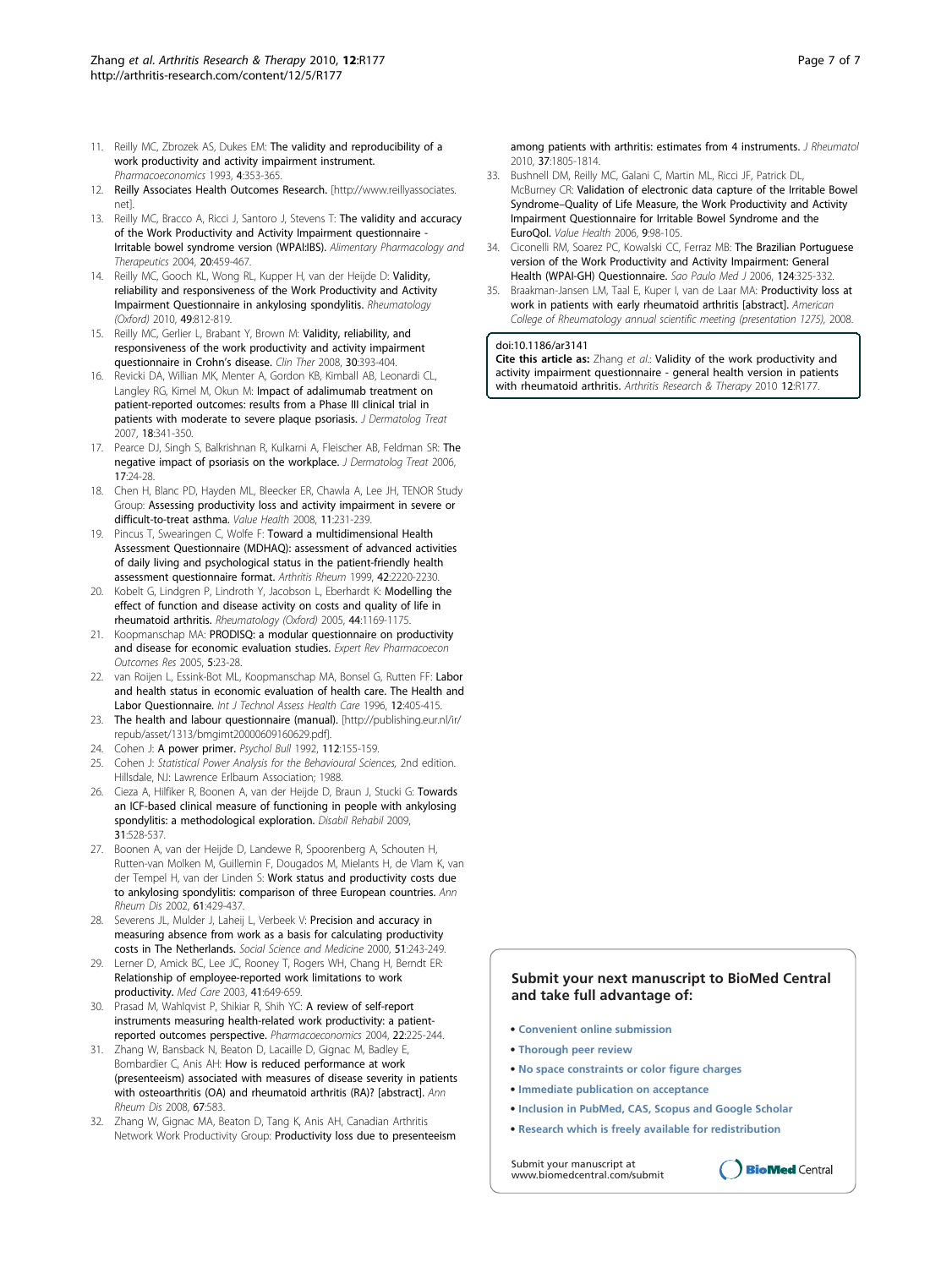11. Reilly MC, Zbrozek AS, Dukes EM: **The validity and reproducibility of a work productivity and activity impairment instrument.** *Pharmacoeconomics* 1993, **4**:353-365.
12. Reilly Associates Health Outcomes Research. [http://www.reillyassociates.net].
13. Reilly MC, Bracco A, Ricci J, Santoro J, Stevens T: **The validity and accuracy of the Work Productivity and Activity Impairment questionnaire - Irritable bowel syndrome version (WPAI:IBS).** *Alimentary Pharmacology and Therapeutics* 2004, **20**:459-467.
14. Reilly MC, Gooch KL, Wong RL, Kupper H, van der Heijde D: **Validity, reliability and responsiveness of the Work Productivity and Activity Impairment Questionnaire in ankylosing spondylitis.** *Rheumatology (Oxford)* 2010, **49**:812-819.
15. Reilly MC, Gerlier L, Brabant Y, Brown M: **Validity, reliability, and responsiveness of the work productivity and activity impairment questionnaire in Crohn's disease.** *Clin Ther* 2008, **30**:393-404.
16. Revicki DA, Willian MK, Menter A, Gordon KB, Kimball AB, Leonardi CL, Langley RG, Kimel M, Okun M: **Impact of adalimumab treatment on patient-reported outcomes: results from a Phase III clinical trial in patients with moderate to severe plaque psoriasis.** *J Dermatolog Treat* 2007, **18**:341-350.
17. Pearce DJ, Singh S, Balkrishnan R, Kulkarni A, Fleischer AB, Feldman SR: **The negative impact of psoriasis on the workplace.** *J Dermatolog Treat* 2006, **17**:24-28.
18. Chen H, Blanc PD, Hayden ML, Bleecker ER, Chawla A, Lee JH, TENOR Study Group: **Assessing productivity loss and activity impairment in severe or difficult-to-treat asthma.** *Value Health* 2008, **11**:231-239.
19. Pincus T, Swearingen C, Wolfe F: **Toward a multidimensional Health Assessment Questionnaire (MDHAQ): assessment of advanced activities of daily living and psychological status in the patient-friendly health assessment questionnaire format.** *Arthritis Rheum* 1999, **42**:2220-2230.
20. Kobelt G, Lindgren P, Lindroth Y, Jacobson L, Eberhardt K: **Modelling the effect of function and disease activity on costs and quality of life in rheumatoid arthritis.** *Rheumatology (Oxford)* 2005, **44**:1169-1175.
21. Koopmanschap MA: **PRODISQ: a modular questionnaire on productivity and disease for economic evaluation studies.** *Expert Rev Pharmacoecon Outcomes Res* 2005, **5**:23-28.
22. van Roijen L, Essink-Bot ML, Koopmanschap MA, Bonsel G, Rutten FF: **Labor and health status in economic evaluation of health care. The Health and Labor Questionnaire.** *Int J Technol Assess Health Care* 1996, **12**:405-415.
23. **The health and labour questionnaire (manual).** [http://publishing.eur.nl/ir/repub/asset/1313/bmgimt20000609160629.pdf].
24. Cohen J: **A power primer.** *Psychol Bull* 1992, **112**:155-159.
25. Cohen J: *Statistical Power Analysis for the Behavioural Sciences,* 2nd edition. Hillsdale, NJ: Lawrence Erlbaum Association; 1988.
26. Cieza A, Hilfiker R, Boonen A, van der Heijde D, Braun J, Stucki G: **Towards an ICF-based clinical measure of functioning in people with ankylosing spondylitis: a methodological exploration.** *Disabil Rehabil* 2009, **31**:528-537.
27. Boonen A, van der Heijde D, Landewe R, Spoorenberg A, Schouten H, Rutten-van Molken M, Guillemin F, Dougados M, Mielants H, de Vlam K, van der Tempel H, van der Linden S: **Work status and productivity costs due to ankylosing spondylitis: comparison of three European countries.** *Ann Rheum Dis* 2002, **61**:429-437.
28. Severens JL, Mulder J, Laheij L, Verbeek V: **Precision and accuracy in measuring absence from work as a basis for calculating productivity costs in The Netherlands.** *Social Science and Medicine* 2000, **51**:243-249.
29. Lerner D, Amick BC, Lee JC, Rooney T, Rogers WH, Chang H, Berndt ER: **Relationship of employee-reported work limitations to work productivity.** *Med Care* 2003, **41**:649-659.
30. Prasad M, Wahlqvist P, Shikiar R, Shih YC: **A review of self-report instruments measuring health-related work productivity: a patient-reported outcomes perspective.** *Pharmacoeconomics* 2004, **22**:225-244.
31. Zhang W, Bansback N, Beaton D, Lacaille D, Gignac M, Badley E, Bombardier C, Anis AH: **How is reduced performance at work (presenteeism) associated with measures of disease severity in patients with osteoarthritis (OA) and rheumatoid arthritis (RA)? [abstract].** *Ann Rheum Dis* 2008, **67**:583.
32. Zhang W, Gignac MA, Beaton D, Tang K, Anis AH, Canadian Arthritis Network Work Productivity Group: **Productivity loss due to presenteeism among patients with arthritis: estimates from 4 instruments.** *J Rheumatol* 2010, **37**:1805-1814.
33. Bushnell DM, Reilly MC, Galani C, Martin ML, Ricci JF, Patrick DL, McBurney CR: **Validation of electronic data capture of the Irritable Bowel Syndrome–Quality of Life Measure, the Work Productivity and Activity Impairment Questionnaire for Irritable Bowel Syndrome and the EuroQol.** *Value Health* 2006, **9**:98-105.
34. Ciconelli RM, Soarez PC, Kowalski CC, Ferraz MB: **The Brazilian Portuguese version of the Work Productivity and Activity Impairment: General Health (WPAI-GH) Questionnaire.** *Sao Paulo Med J* 2006, **124**:325-332.
35. Braakman-Jansen LM, Taal E, Kuper I, van de Laar MA: **Productivity loss at work in patients with early rheumatoid arthritis [abstract].** *American College of Rheumatology annual scientific meeting (presentation 1275),* 2008.

doi:10.1186/ar3141

**Cite this article as:** Zhang *et al.*: **Validity of the work productivity and activity impairment questionnaire - general health version in patients with rheumatoid arthritis.** *Arthritis Research & Therapy* 2010 **12**:R177.

**Submit your next manuscript to BioMed Central and take full advantage of:**

- **Convenient online submission**
- **Thorough peer review**
- **No space constraints or color figure charges**
- **Immediate publication on acceptance**
- **Inclusion in PubMed, CAS, Scopus and Google Scholar**
- **Research which is freely available for redistribution**

Submit your manuscript at www.biomedcentral.com/submit

BioMed Central